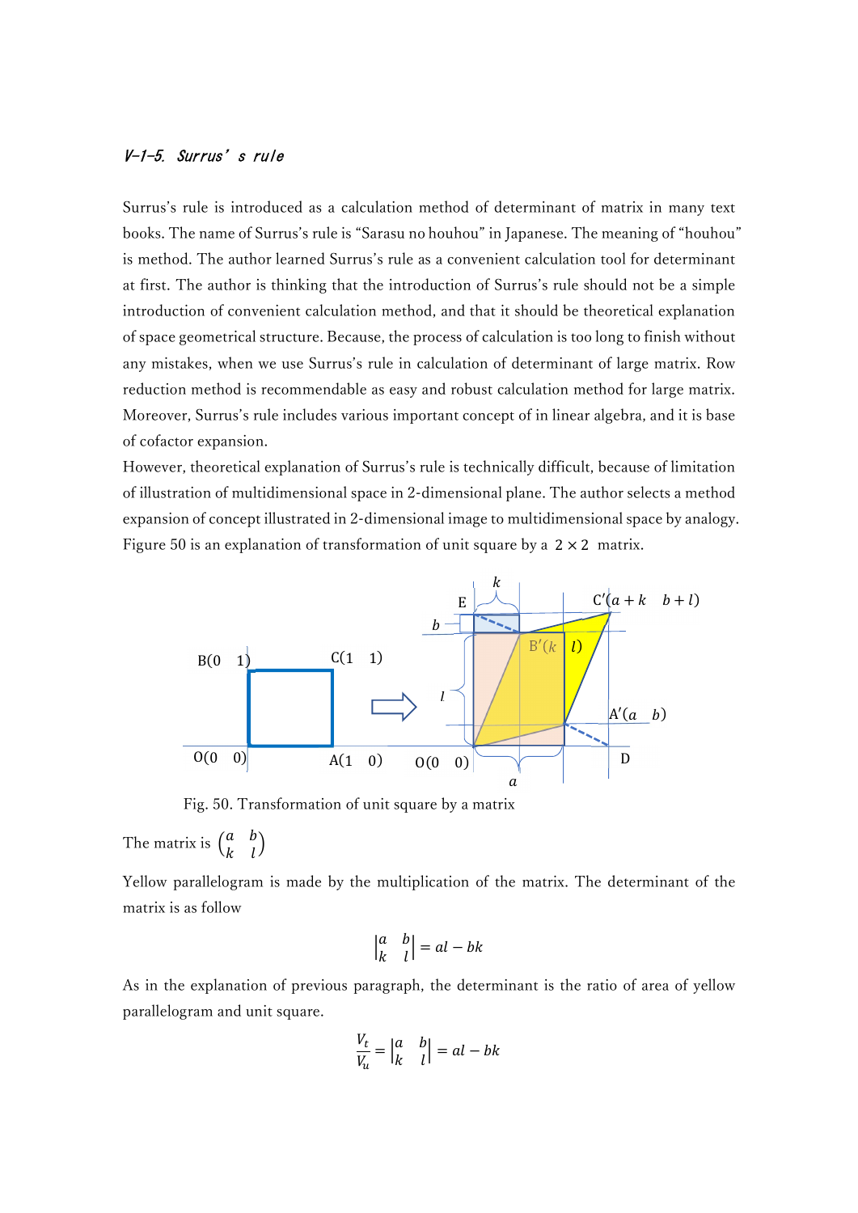### V-1-5. Surrus's rule

Surrus's rule is introduced as a calculation method of determinant of matrix in many text books. The name of Surrus's rule is "Sarasu no houhou" in Japanese. The meaning of "houhou" is method. The author learned Surrus's rule as a convenient calculation tool for determinant at first. The author is thinking that the introduction of Surrus's rule should not be a simple introduction of convenient calculation method, and that it should be theoretical explanation of space geometrical structure. Because, the process of calculation is too long to finish without any mistakes, when we use Surrus's rule in calculation of determinant of large matrix. Row reduction method is recommendable as easy and robust calculation method for large matrix. Moreover, Surrus's rule includes various important concept of in linear algebra, and it is base of cofactor expansion.

However, theoretical explanation of Surrus's rule is technically difficult, because of limitation of illustration of multidimensional space in 2-dimensional plane. The author selects a method expansion of concept illustrated in 2-dimensional image to multidimensional space by analogy. Figure 50 is an explanation of transformation of unit square by a $2 \times 2$ matrix.

Fig. 50. Transformation of unit square by a matrix

The matrix is $\begin{pmatrix} a & b \\ k & l \end{pmatrix}$

Yellow parallelogram is made by the multiplication of the matrix. The determinant of the matrix is as follow

$$\begin{vmatrix} a & b \\ k & l \end{vmatrix} = al - bk$$

As in the explanation of previous paragraph, the determinant is the ratio of area of yellow parallelogram and unit square.

$$\frac{V_t}{V_u} = \begin{vmatrix} a & b \\ k & l \end{vmatrix} = al - bk$$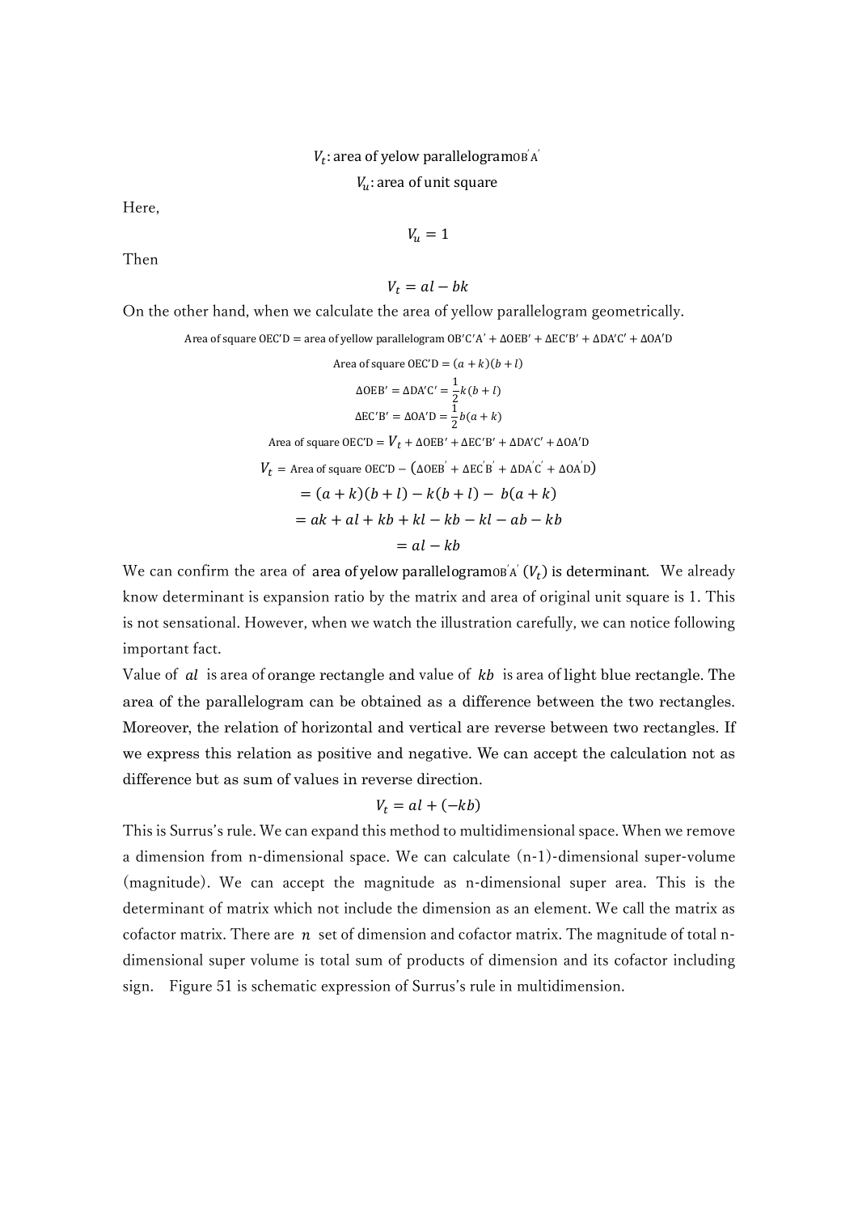$V_t$: area of yelow parallelogram $OB'A'$

$V_u$: area of unit square

Here,

$$V_u = 1$$

Then

$$V_t = al - bk$$

On the other hand, when we calculate the area of yellow parallelogram geometrically.

$$\text{Area of square OEC'D} = \text{area of yellow parallelogram OB'C'A'} + \Delta\text{OEB'} + \Delta\text{EC'B'} + \Delta\text{DA'C'} + \Delta\text{OA'D}$$

$$\text{Area of square OEC'D} = (a + k)(b + l)$$

$$\Delta\text{OEB'} = \Delta\text{DA'C'} = \frac{1}{2}k(b + l)$$

$$\Delta\text{EC'B'} = \Delta\text{OA'D} = \frac{1}{2}b(a + k)$$

$$\text{Area of square OEC'D} = V_t + \Delta\text{OEB'} + \Delta\text{EC'B'} + \Delta\text{DA'C'} + \Delta\text{OA'D}$$

$$V_t = \text{Area of square OEC'D} - (\Delta\text{OEB'} + \Delta\text{EC'B'} + \Delta\text{DA'C'} + \Delta\text{OA'D})$$

$$= (a + k)(b + l) - k(b + l) - b(a + k)$$

$$= ak + al + kb + kl - kb - kl - ab - kb$$

$$= al - kb$$

We can confirm the area of area of yelow parallelogram $OB'A'$ ($V_t$) is determinant. We already know determinant is expansion ratio by the matrix and area of original unit square is 1. This is not sensational. However, when we watch the illustration carefully, we can notice following important fact.

Value of $al$ is area of orange rectangle and value of $kb$ is area of light blue rectangle. The area of the parallelogram can be obtained as a difference between the two rectangles. Moreover, the relation of horizontal and vertical are reverse between two rectangles. If we express this relation as positive and negative. We can accept the calculation not as difference but as sum of values in reverse direction.

$$V_t = al + (-kb)$$

This is Surrus's rule. We can expand this method to multidimensional space. When we remove a dimension from n-dimensional space. We can calculate (n-1)-dimensional super-volume (magnitude). We can accept the magnitude as n-dimensional super area. This is the determinant of matrix which not include the dimension as an element. We call the matrix as cofactor matrix. There are $n$ set of dimension and cofactor matrix. The magnitude of total n-dimensional super volume is total sum of products of dimension and its cofactor including sign. Figure 51 is schematic expression of Surrus's rule in multidimension.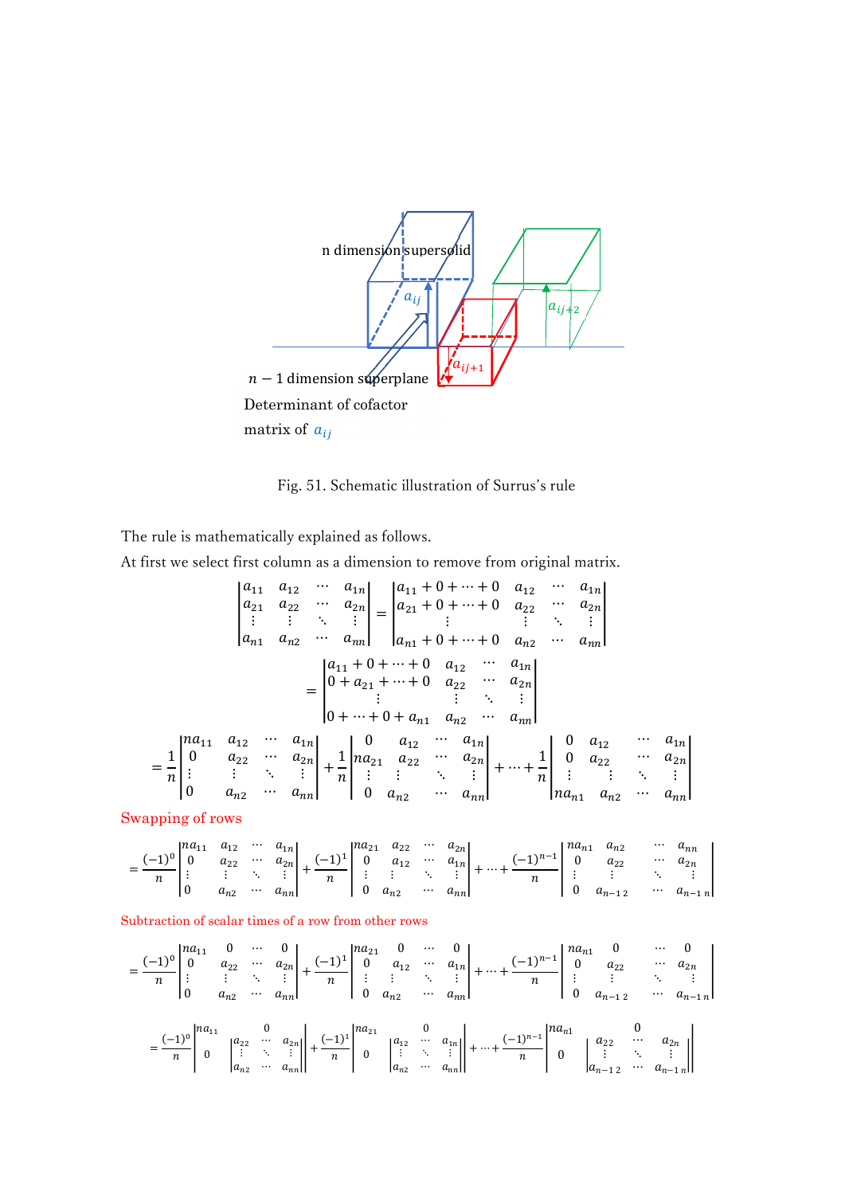n dimension supersolid

$a_{ij}$

$a_{ij+1}$

$a_{ij+2}$

$n-1$ dimension superplane

Determinant of cofactor matrix of $a_{ij}$

Fig. 51. Schematic illustration of Surrus's rule

The rule is mathematically explained as follows.

At first we select first column as a dimension to remove from original matrix.

$$\begin{vmatrix} a_{11} & a_{12} & \cdots & a_{1n} \\ a_{21} & a_{22} & \cdots & a_{2n} \\ \vdots & \vdots & \ddots & \vdots \\ a_{n1} & a_{n2} & \cdots & a_{nn} \end{vmatrix} = \begin{vmatrix} a_{11}+0+\cdots+0 & a_{12} & \cdots & a_{1n} \\ a_{21}+0+\cdots+0 & a_{22} & \cdots & a_{2n} \\ \vdots & \vdots & \ddots & \vdots \\ a_{n1}+0+\cdots+0 & a_{n2} & \cdots & a_{nn} \end{vmatrix}$$

$$= \begin{vmatrix} a_{11}+0+\cdots+0 & a_{12} & \cdots & a_{1n} \\ 0+a_{21}+\cdots+0 & a_{22} & \cdots & a_{2n} \\ \vdots & \vdots & \ddots & \vdots \\ 0+\cdots+0+a_{n1} & a_{n2} & \cdots & a_{nn} \end{vmatrix}$$

$$= \frac{1}{n}\begin{vmatrix} na_{11} & a_{12} & \cdots & a_{1n} \\ 0 & a_{22} & \cdots & a_{2n} \\ \vdots & \vdots & \ddots & \vdots \\ 0 & a_{n2} & \cdots & a_{nn} \end{vmatrix} + \frac{1}{n}\begin{vmatrix} 0 & a_{12} & \cdots & a_{1n} \\ na_{21} & a_{22} & \cdots & a_{2n} \\ \vdots & \vdots & \ddots & \vdots \\ 0 & a_{n2} & \cdots & a_{nn} \end{vmatrix} + \cdots + \frac{1}{n}\begin{vmatrix} 0 & a_{12} & \cdots & a_{1n} \\ 0 & a_{22} & \cdots & a_{2n} \\ \vdots & \vdots & \ddots & \vdots \\ na_{n1} & a_{n2} & \cdots & a_{nn} \end{vmatrix}$$

Swapping of rows

$$= \frac{(-1)^0}{n}\begin{vmatrix} na_{11} & a_{12} & \cdots & a_{1n} \\ 0 & a_{22} & \cdots & a_{2n} \\ \vdots & \vdots & \ddots & \vdots \\ 0 & a_{n2} & \cdots & a_{nn} \end{vmatrix} + \frac{(-1)^1}{n}\begin{vmatrix} na_{21} & a_{22} & \cdots & a_{2n} \\ 0 & a_{12} & \cdots & a_{1n} \\ \vdots & \vdots & \ddots & \vdots \\ 0 & a_{n2} & \cdots & a_{nn} \end{vmatrix} + \cdots + \frac{(-1)^{n-1}}{n}\begin{vmatrix} na_{n1} & a_{n2} & \cdots & a_{nn} \\ 0 & a_{22} & \cdots & a_{2n} \\ \vdots & \vdots & \ddots & \vdots \\ 0 & a_{n-1\,2} & \cdots & a_{n-1\,n} \end{vmatrix}$$

Subtraction of scalar times of a row from other rows

$$= \frac{(-1)^0}{n}\begin{vmatrix} na_{11} & 0 & \cdots & 0 \\ 0 & a_{22} & \cdots & a_{2n} \\ \vdots & \vdots & \ddots & \vdots \\ 0 & a_{n2} & \cdots & a_{nn} \end{vmatrix} + \frac{(-1)^1}{n}\begin{vmatrix} na_{21} & 0 & \cdots & 0 \\ 0 & a_{12} & \cdots & a_{1n} \\ \vdots & \vdots & \ddots & \vdots \\ 0 & a_{n2} & \cdots & a_{nn} \end{vmatrix} + \cdots + \frac{(-1)^{n-1}}{n}\begin{vmatrix} na_{n1} & 0 & \cdots & 0 \\ 0 & a_{22} & \cdots & a_{2n} \\ \vdots & \vdots & \ddots & \vdots \\ 0 & a_{n-1\,2} & \cdots & a_{n-1\,n} \end{vmatrix}$$

$$= \frac{(-1)^0}{n}\begin{vmatrix} na_{11} & 0 \\ 0 & \begin{vmatrix} a_{22} & \cdots & a_{2n} \\ \vdots & \ddots & \vdots \\ a_{n2} & \cdots & a_{nn} \end{vmatrix} \end{vmatrix} + \frac{(-1)^1}{n}\begin{vmatrix} na_{21} & 0 \\ 0 & \begin{vmatrix} a_{12} & \cdots & a_{1n} \\ \vdots & \ddots & \vdots \\ a_{n2} & \cdots & a_{nn} \end{vmatrix} \end{vmatrix} + \cdots + \frac{(-1)^{n-1}}{n}\begin{vmatrix} na_{n1} & 0 \\ 0 & \begin{vmatrix} a_{22} & \cdots & a_{2n} \\ \vdots & \ddots & \vdots \\ a_{n-1\,2} & \cdots & a_{n-1\,n} \end{vmatrix} \end{vmatrix}$$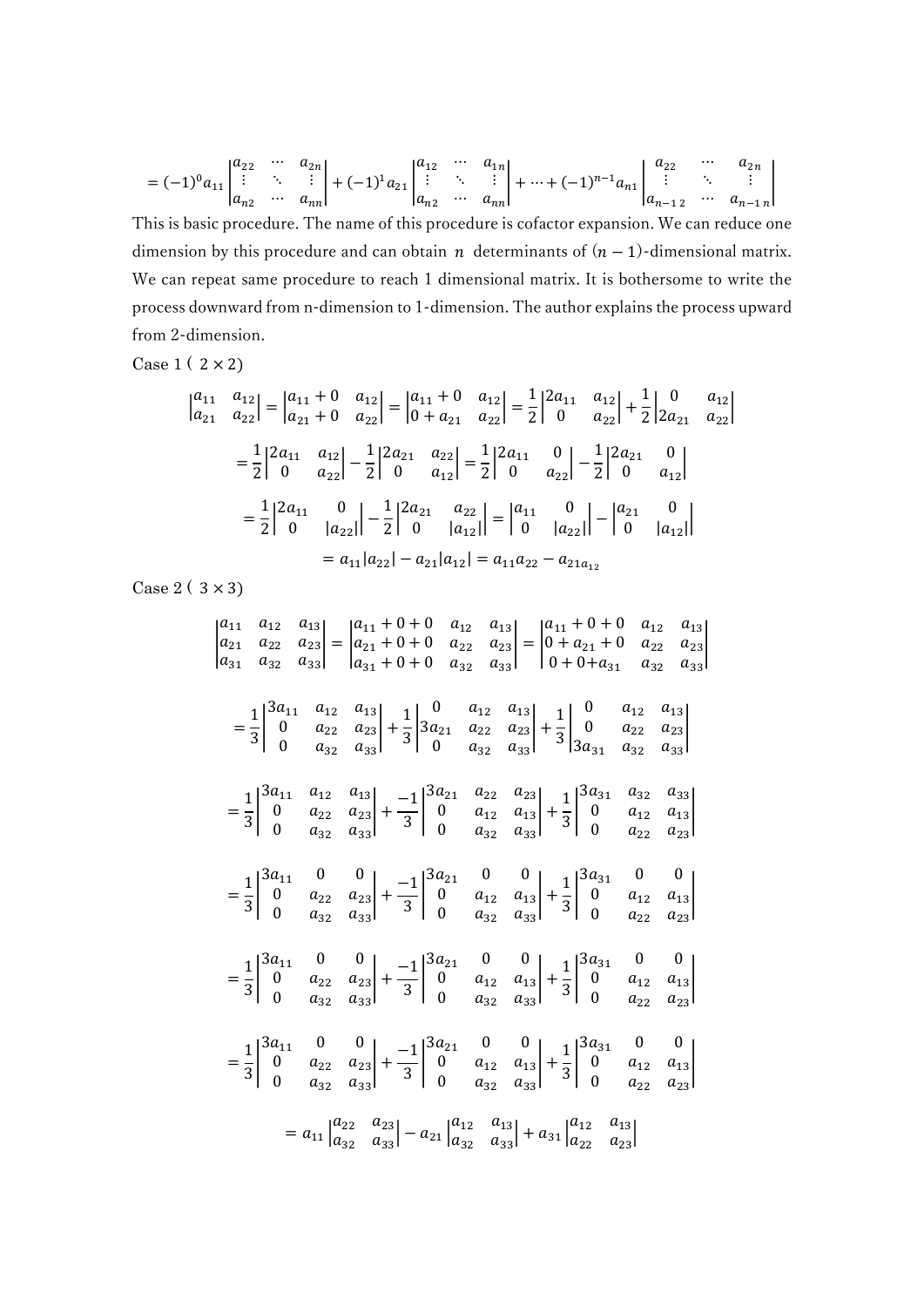$$= (-1)^0 a_{11} \begin{vmatrix} a_{22} & \cdots & a_{2n} \\ \vdots & \ddots & \vdots \\ a_{n2} & \cdots & a_{nn} \end{vmatrix} + (-1)^1 a_{21} \begin{vmatrix} a_{12} & \cdots & a_{1n} \\ \vdots & \ddots & \vdots \\ a_{n2} & \cdots & a_{nn} \end{vmatrix} + \cdots + (-1)^{n-1} a_{n1} \begin{vmatrix} a_{22} & \cdots & a_{2n} \\ \vdots & \ddots & \vdots \\ a_{n-1\,2} & \cdots & a_{n-1\,n} \end{vmatrix}$$

This is basic procedure. The name of this procedure is cofactor expansion. We can reduce one dimension by this procedure and can obtain $n$ determinants of $(n-1)$-dimensional matrix. We can repeat same procedure to reach 1 dimensional matrix. It is bothersome to write the process downward from n-dimension to 1-dimension. The author explains the process upward from 2-dimension.

Case 1 ( $2 \times 2$)

$$\begin{vmatrix} a_{11} & a_{12} \\ a_{21} & a_{22} \end{vmatrix} = \begin{vmatrix} a_{11}+0 & a_{12} \\ a_{21}+0 & a_{22} \end{vmatrix} = \begin{vmatrix} a_{11}+0 & a_{12} \\ 0+a_{21} & a_{22} \end{vmatrix} = \frac{1}{2}\begin{vmatrix} 2a_{11} & a_{12} \\ 0 & a_{22} \end{vmatrix} + \frac{1}{2}\begin{vmatrix} 0 & a_{12} \\ 2a_{21} & a_{22} \end{vmatrix}$$

$$= \frac{1}{2}\begin{vmatrix} 2a_{11} & a_{12} \\ 0 & a_{22} \end{vmatrix} - \frac{1}{2}\begin{vmatrix} 2a_{21} & a_{22} \\ 0 & a_{12} \end{vmatrix} = \frac{1}{2}\begin{vmatrix} 2a_{11} & 0 \\ 0 & a_{22} \end{vmatrix} - \frac{1}{2}\begin{vmatrix} 2a_{21} & 0 \\ 0 & a_{12} \end{vmatrix}$$

$$= \frac{1}{2}\begin{vmatrix} 2a_{11} & 0 \\ 0 & |a_{22}| \end{vmatrix} - \frac{1}{2}\begin{vmatrix} 2a_{21} & a_{22} \\ 0 & |a_{12}| \end{vmatrix} = \begin{vmatrix} a_{11} & 0 \\ 0 & |a_{22}| \end{vmatrix} - \begin{vmatrix} a_{21} & 0 \\ 0 & |a_{12}| \end{vmatrix}$$

$$= a_{11}|a_{22}| - a_{21}|a_{12}| = a_{11}a_{22} - a_{21_{a_{12}}}$$

Case 2 ( $3 \times 3$)

$$\begin{vmatrix} a_{11} & a_{12} & a_{13} \\ a_{21} & a_{22} & a_{23} \\ a_{31} & a_{32} & a_{33} \end{vmatrix} = \begin{vmatrix} a_{11}+0+0 & a_{12} & a_{13} \\ a_{21}+0+0 & a_{22} & a_{23} \\ a_{31}+0+0 & a_{32} & a_{33} \end{vmatrix} = \begin{vmatrix} a_{11}+0+0 & a_{12} & a_{13} \\ 0+a_{21}+0 & a_{22} & a_{23} \\ 0+0+a_{31} & a_{32} & a_{33} \end{vmatrix}$$

$$= \frac{1}{3}\begin{vmatrix} 3a_{11} & a_{12} & a_{13} \\ 0 & a_{22} & a_{23} \\ 0 & a_{32} & a_{33} \end{vmatrix} + \frac{1}{3}\begin{vmatrix} 0 & a_{12} & a_{13} \\ 3a_{21} & a_{22} & a_{23} \\ 0 & a_{32} & a_{33} \end{vmatrix} + \frac{1}{3}\begin{vmatrix} 0 & a_{12} & a_{13} \\ 0 & a_{22} & a_{23} \\ 3a_{31} & a_{32} & a_{33} \end{vmatrix}$$

$$= \frac{1}{3}\begin{vmatrix} 3a_{11} & a_{12} & a_{13} \\ 0 & a_{22} & a_{23} \\ 0 & a_{32} & a_{33} \end{vmatrix} + \frac{-1}{3}\begin{vmatrix} 3a_{21} & a_{22} & a_{23} \\ 0 & a_{12} & a_{13} \\ 0 & a_{32} & a_{33} \end{vmatrix} + \frac{1}{3}\begin{vmatrix} 3a_{31} & a_{32} & a_{33} \\ 0 & a_{12} & a_{13} \\ 0 & a_{22} & a_{23} \end{vmatrix}$$

$$= \frac{1}{3}\begin{vmatrix} 3a_{11} & 0 & 0 \\ 0 & a_{22} & a_{23} \\ 0 & a_{32} & a_{33} \end{vmatrix} + \frac{-1}{3}\begin{vmatrix} 3a_{21} & 0 & 0 \\ 0 & a_{12} & a_{13} \\ 0 & a_{32} & a_{33} \end{vmatrix} + \frac{1}{3}\begin{vmatrix} 3a_{31} & 0 & 0 \\ 0 & a_{12} & a_{13} \\ 0 & a_{22} & a_{23} \end{vmatrix}$$

$$= \frac{1}{3}\begin{vmatrix} 3a_{11} & 0 & 0 \\ 0 & a_{22} & a_{23} \\ 0 & a_{32} & a_{33} \end{vmatrix} + \frac{-1}{3}\begin{vmatrix} 3a_{21} & 0 & 0 \\ 0 & a_{12} & a_{13} \\ 0 & a_{32} & a_{33} \end{vmatrix} + \frac{1}{3}\begin{vmatrix} 3a_{31} & 0 & 0 \\ 0 & a_{12} & a_{13} \\ 0 & a_{22} & a_{23} \end{vmatrix}$$

$$= \frac{1}{3}\begin{vmatrix} 3a_{11} & 0 & 0 \\ 0 & a_{22} & a_{23} \\ 0 & a_{32} & a_{33} \end{vmatrix} + \frac{-1}{3}\begin{vmatrix} 3a_{21} & 0 & 0 \\ 0 & a_{12} & a_{13} \\ 0 & a_{32} & a_{33} \end{vmatrix} + \frac{1}{3}\begin{vmatrix} 3a_{31} & 0 & 0 \\ 0 & a_{12} & a_{13} \\ 0 & a_{22} & a_{23} \end{vmatrix}$$

$$= a_{11}\begin{vmatrix} a_{22} & a_{23} \\ a_{32} & a_{33} \end{vmatrix} - a_{21}\begin{vmatrix} a_{12} & a_{13} \\ a_{32} & a_{33} \end{vmatrix} + a_{31}\begin{vmatrix} a_{12} & a_{13} \\ a_{22} & a_{23} \end{vmatrix}$$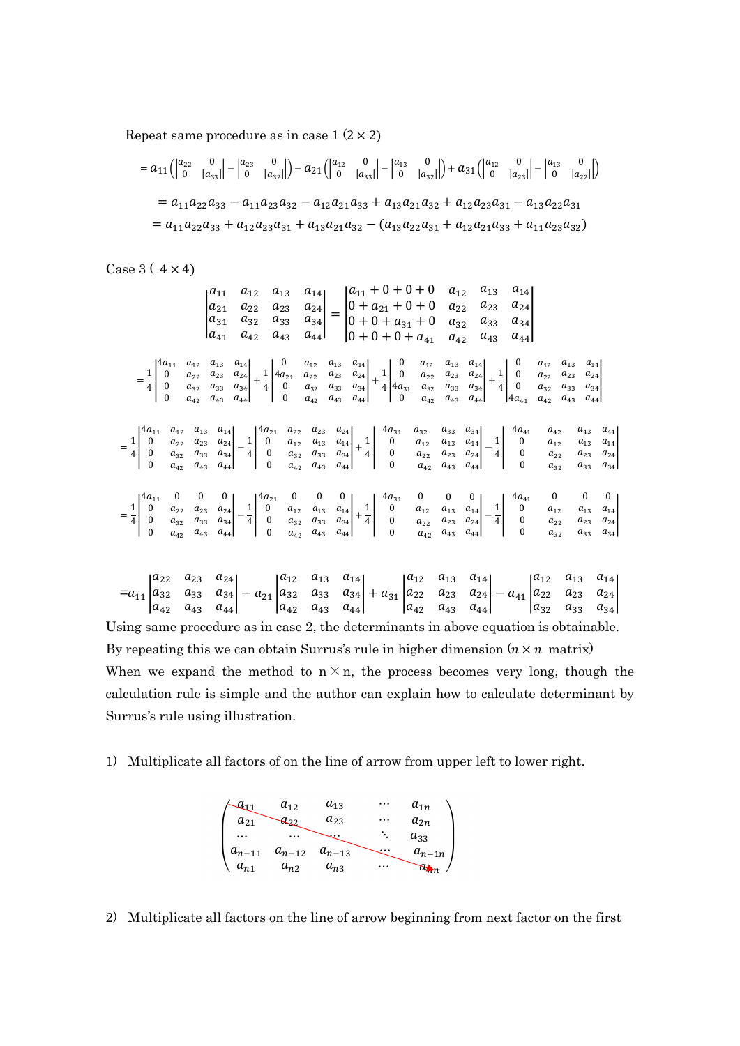Repeat same procedure as in case 1 (2 × 2)

$$= a_{11}\left(\begin{vmatrix} a_{22} & 0 \\ 0 & |a_{33}| \end{vmatrix} - \begin{vmatrix} a_{23} & 0 \\ 0 & |a_{32}| \end{vmatrix}\right) - a_{21}\left(\begin{vmatrix} a_{12} & 0 \\ 0 & |a_{33}| \end{vmatrix} - \begin{vmatrix} a_{13} & 0 \\ 0 & |a_{32}| \end{vmatrix}\right) + a_{31}\left(\begin{vmatrix} a_{12} & 0 \\ 0 & |a_{23}| \end{vmatrix} - \begin{vmatrix} a_{13} & 0 \\ 0 & |a_{22}| \end{vmatrix}\right)$$

$$= a_{11}a_{22}a_{33} - a_{11}a_{23}a_{32} - a_{12}a_{21}a_{33} + a_{13}a_{21}a_{32} + a_{12}a_{23}a_{31} - a_{13}a_{22}a_{31}$$

$$= a_{11}a_{22}a_{33} + a_{12}a_{23}a_{31} + a_{13}a_{21}a_{32} - (a_{13}a_{22}a_{31} + a_{12}a_{21}a_{33} + a_{11}a_{23}a_{32})$$

Case 3 ( 4 × 4)

$$\begin{vmatrix} a_{11} & a_{12} & a_{13} & a_{14} \\ a_{21} & a_{22} & a_{23} & a_{24} \\ a_{31} & a_{32} & a_{33} & a_{34} \\ a_{41} & a_{42} & a_{43} & a_{44} \end{vmatrix} = \begin{vmatrix} a_{11}+0+0+0 & a_{12} & a_{13} & a_{14} \\ 0+a_{21}+0+0 & a_{22} & a_{23} & a_{24} \\ 0+0+a_{31}+0 & a_{32} & a_{33} & a_{34} \\ 0+0+0+a_{41} & a_{42} & a_{43} & a_{44} \end{vmatrix}$$

$$= \frac{1}{4}\begin{vmatrix} 4a_{11} & a_{12} & a_{13} & a_{14} \\ 0 & a_{22} & a_{23} & a_{24} \\ 0 & a_{32} & a_{33} & a_{34} \\ 0 & a_{42} & a_{43} & a_{44} \end{vmatrix} + \frac{1}{4}\begin{vmatrix} 0 & a_{12} & a_{13} & a_{14} \\ 4a_{21} & a_{22} & a_{23} & a_{24} \\ 0 & a_{32} & a_{33} & a_{34} \\ 0 & a_{42} & a_{43} & a_{44} \end{vmatrix} + \frac{1}{4}\begin{vmatrix} 0 & a_{12} & a_{13} & a_{14} \\ 0 & a_{22} & a_{23} & a_{24} \\ 4a_{31} & a_{32} & a_{33} & a_{34} \\ 0 & a_{42} & a_{43} & a_{44} \end{vmatrix} + \frac{1}{4}\begin{vmatrix} 0 & a_{12} & a_{13} & a_{14} \\ 0 & a_{22} & a_{23} & a_{24} \\ 0 & a_{32} & a_{33} & a_{34} \\ 4a_{41} & a_{42} & a_{43} & a_{44} \end{vmatrix}$$

$$= \frac{1}{4}\begin{vmatrix} 4a_{11} & a_{12} & a_{13} & a_{14} \\ 0 & a_{22} & a_{23} & a_{24} \\ 0 & a_{32} & a_{33} & a_{34} \\ 0 & a_{42} & a_{43} & a_{44} \end{vmatrix} - \frac{1}{4}\begin{vmatrix} 4a_{21} & a_{22} & a_{23} & a_{24} \\ 0 & a_{12} & a_{13} & a_{14} \\ 0 & a_{32} & a_{33} & a_{34} \\ 0 & a_{42} & a_{43} & a_{44} \end{vmatrix} + \frac{1}{4}\begin{vmatrix} 4a_{31} & a_{32} & a_{33} & a_{34} \\ 0 & a_{12} & a_{13} & a_{14} \\ 0 & a_{22} & a_{23} & a_{24} \\ 0 & a_{42} & a_{43} & a_{44} \end{vmatrix} - \frac{1}{4}\begin{vmatrix} 4a_{41} & a_{42} & a_{43} & a_{44} \\ 0 & a_{12} & a_{13} & a_{14} \\ 0 & a_{22} & a_{23} & a_{24} \\ 0 & a_{32} & a_{33} & a_{34} \end{vmatrix}$$

$$= \frac{1}{4}\begin{vmatrix} 4a_{11} & 0 & 0 & 0 \\ 0 & a_{22} & a_{23} & a_{24} \\ 0 & a_{32} & a_{33} & a_{34} \\ 0 & a_{42} & a_{43} & a_{44} \end{vmatrix} - \frac{1}{4}\begin{vmatrix} 4a_{21} & 0 & 0 & 0 \\ 0 & a_{12} & a_{13} & a_{14} \\ 0 & a_{32} & a_{33} & a_{34} \\ 0 & a_{42} & a_{43} & a_{44} \end{vmatrix} + \frac{1}{4}\begin{vmatrix} 4a_{31} & 0 & 0 & 0 \\ 0 & a_{12} & a_{13} & a_{14} \\ 0 & a_{22} & a_{23} & a_{24} \\ 0 & a_{42} & a_{43} & a_{44} \end{vmatrix} - \frac{1}{4}\begin{vmatrix} 4a_{41} & 0 & 0 & 0 \\ 0 & a_{12} & a_{13} & a_{14} \\ 0 & a_{22} & a_{23} & a_{24} \\ 0 & a_{32} & a_{33} & a_{34} \end{vmatrix}$$

$$= a_{11}\begin{vmatrix} a_{22} & a_{23} & a_{24} \\ a_{32} & a_{33} & a_{34} \\ a_{42} & a_{43} & a_{44} \end{vmatrix} - a_{21}\begin{vmatrix} a_{12} & a_{13} & a_{14} \\ a_{32} & a_{33} & a_{34} \\ a_{42} & a_{43} & a_{44} \end{vmatrix} + a_{31}\begin{vmatrix} a_{12} & a_{13} & a_{14} \\ a_{22} & a_{23} & a_{24} \\ a_{42} & a_{43} & a_{44} \end{vmatrix} - a_{41}\begin{vmatrix} a_{12} & a_{13} & a_{14} \\ a_{22} & a_{23} & a_{24} \\ a_{32} & a_{33} & a_{34} \end{vmatrix}$$

Using same procedure as in case 2, the determinants in above equation is obtainable. By repeating this we can obtain Surrus's rule in higher dimension ($n \times n$ matrix)

When we expand the method to n×n, the process becomes very long, though the calculation rule is simple and the author can explain how to calculate determinant by Surrus's rule using illustration.

1) Multiplicate all factors of on the line of arrow from upper left to lower right.

$$\begin{pmatrix} a_{11} & a_{12} & a_{13} & \cdots & a_{1n} \\ a_{21} & a_{22} & a_{23} & \cdots & a_{2n} \\ \cdots & \cdots & \cdots & \ddots & a_{33} \\ a_{n-11} & a_{n-12} & a_{n-13} & \cdots & a_{n-1n} \\ a_{n1} & a_{n2} & a_{n3} & \cdots & a_{nn} \end{pmatrix}$$

2) Multiplicate all factors on the line of arrow beginning from next factor on the first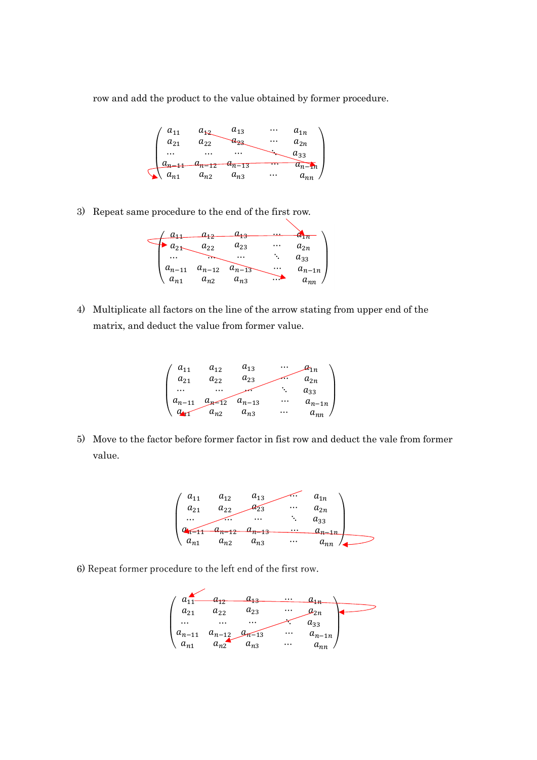row and add the product to the value obtained by former procedure.

$$\begin{pmatrix} a_{11} & a_{12} & a_{13} & \cdots & a_{1n} \\ a_{21} & a_{22} & a_{23} & \cdots & a_{2n} \\ \cdots & \cdots & \cdots & \ddots & a_{33} \\ a_{n-11} & a_{n-12} & a_{n-13} & \cdots & a_{n-1n} \\ a_{n1} & a_{n2} & a_{n3} & \cdots & a_{nn} \end{pmatrix}$$

3) Repeat same procedure to the end of the first row.

$$\begin{pmatrix} a_{11} & a_{12} & a_{13} & \cdots & a_{1n} \\ a_{21} & a_{22} & a_{23} & \cdots & a_{2n} \\ \cdots & \cdots & \cdots & \ddots & a_{33} \\ a_{n-11} & a_{n-12} & a_{n-13} & \cdots & a_{n-1n} \\ a_{n1} & a_{n2} & a_{n3} & \cdots & a_{nn} \end{pmatrix}$$

4) Multiplicate all factors on the line of the arrow stating from upper end of the matrix, and deduct the value from former value.

$$\begin{pmatrix} a_{11} & a_{12} & a_{13} & \cdots & a_{1n} \\ a_{21} & a_{22} & a_{23} & \cdots & a_{2n} \\ \cdots & \cdots & \cdots & \ddots & a_{33} \\ a_{n-11} & a_{n-12} & a_{n-13} & \cdots & a_{n-1n} \\ a_{n1} & a_{n2} & a_{n3} & \cdots & a_{nn} \end{pmatrix}$$

5) Move to the factor before former factor in fist row and deduct the vale from former value.

$$\begin{pmatrix} a_{11} & a_{12} & a_{13} & \cdots & a_{1n} \\ a_{21} & a_{22} & a_{23} & \cdots & a_{2n} \\ \cdots & \cdots & \cdots & \ddots & a_{33} \\ a_{n-11} & a_{n-12} & a_{n-13} & \cdots & a_{n-1n} \\ a_{n1} & a_{n2} & a_{n3} & \cdots & a_{nn} \end{pmatrix}$$

6) Repeat former procedure to the left end of the first row.

$$\begin{pmatrix} a_{11} & a_{12} & a_{13} & \cdots & a_{1n} \\ a_{21} & a_{22} & a_{23} & \cdots & a_{2n} \\ \cdots & \cdots & \cdots & \ddots & a_{33} \\ a_{n-11} & a_{n-12} & a_{n-13} & \cdots & a_{n-1n} \\ a_{n1} & a_{n2} & a_{n3} & \cdots & a_{nn} \end{pmatrix}$$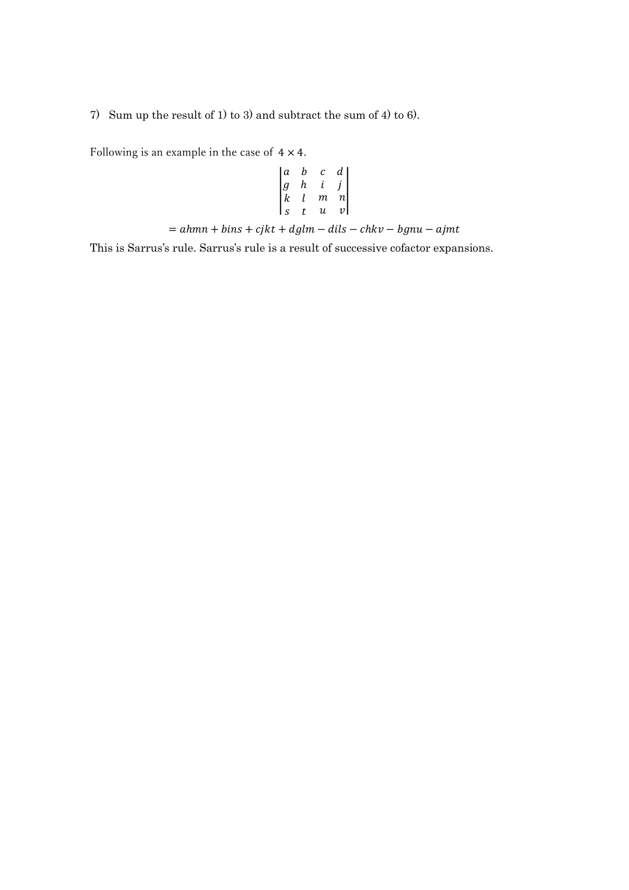7) Sum up the result of 1) to 3) and subtract the sum of 4) to 6).

Following is an example in the case of $4 \times 4$.

$$\begin{vmatrix} a & b & c & d \\ g & h & i & j \\ k & l & m & n \\ s & t & u & v \end{vmatrix}$$

$$= ahmn + bins + cjkt + dglm - dils - chkv - bgnu - ajmt$$

This is Sarrus's rule. Sarrus's rule is a result of successive cofactor expansions.